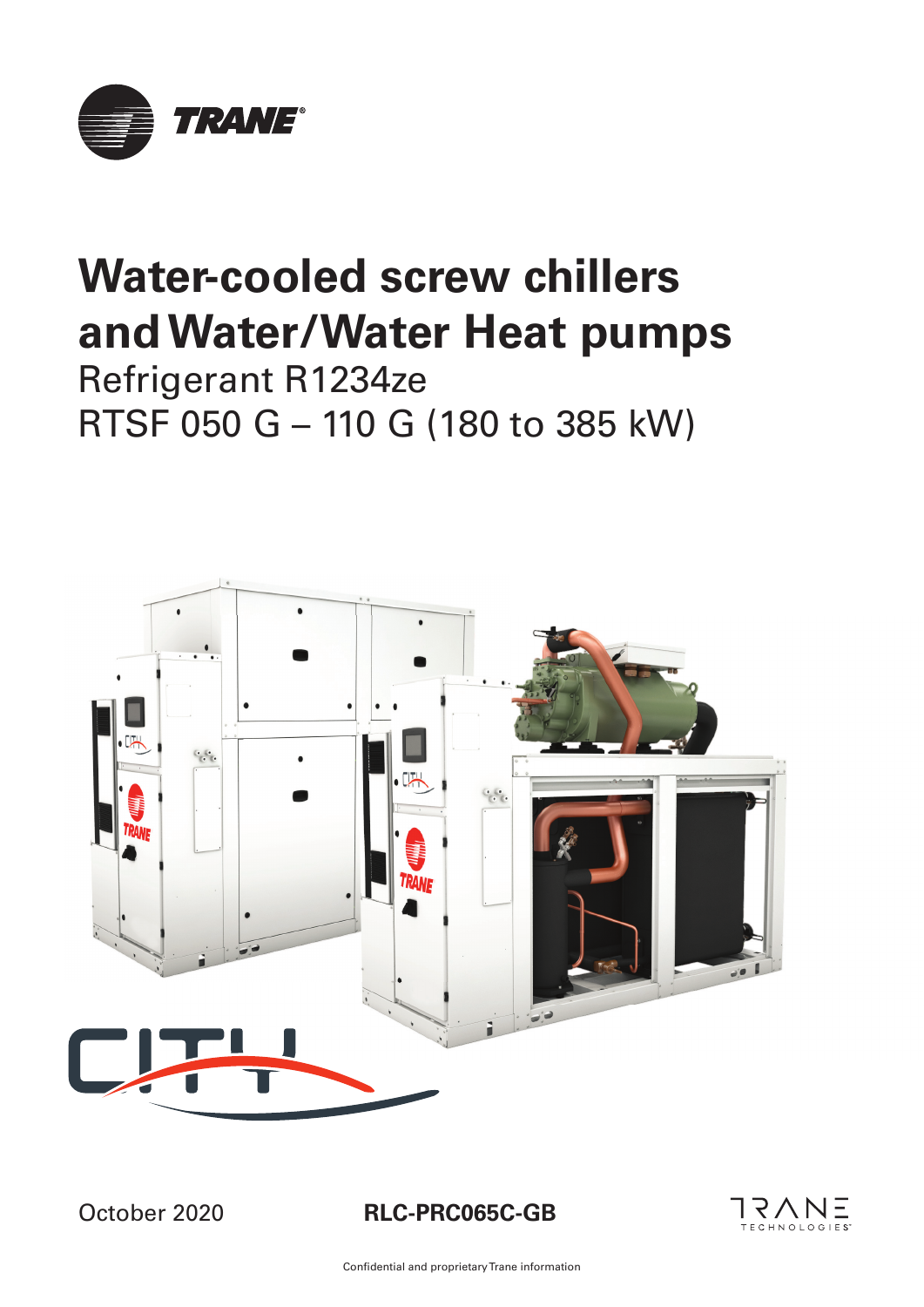# Water-cooled screw chillers and Water/Water Heat pumps

Refrigerant R1234ze

RTSF 050 G – 110 G (180 to 385 kW)

October 2020

**RLC-PRC065C-GB**

Confidential and proprietary Trane information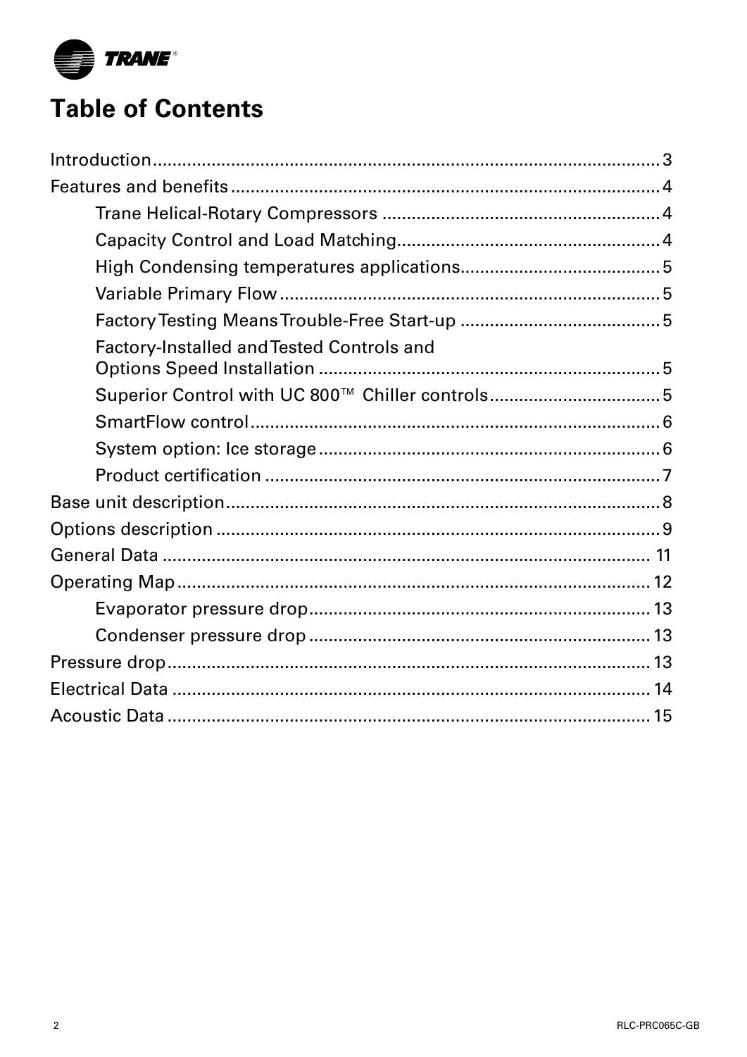# Table of Contents

Introduction ........................................................ 3
Features and benefits ........................................................ 4
- Trane Helical-Rotary Compressors ........................................................ 4
- Capacity Control and Load Matching ........................................................ 4
- High Condensing temperatures applications ........................................................ 5
- Variable Primary Flow ........................................................ 5
- Factory Testing Means Trouble-Free Start-up ........................................................ 5
- Factory-Installed and Tested Controls and Options Speed Installation ........................................................ 5
- Superior Control with UC 800™ Chiller controls ........................................................ 5
- SmartFlow control ........................................................ 6
- System option: Ice storage ........................................................ 6
- Product certification ........................................................ 7

Base unit description ........................................................ 8
Options description ........................................................ 9
General Data ........................................................ 11
Operating Map ........................................................ 12
- Evaporator pressure drop ........................................................ 13
- Condenser pressure drop ........................................................ 13

Pressure drop ........................................................ 13
Electrical Data ........................................................ 14
Acoustic Data ........................................................ 15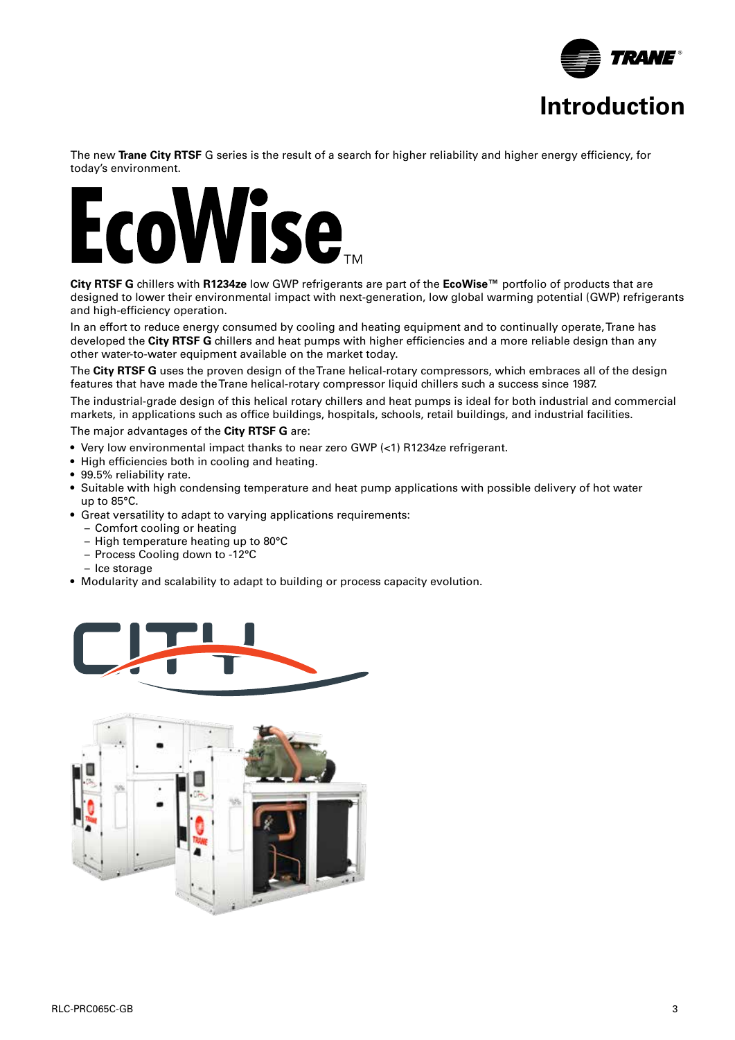# Introduction

The new **Trane City RTSF** G series is the result of a search for higher reliability and higher energy efficiency, for today's environment.

EcoWise™

**City RTSF G** chillers with **R1234ze** low GWP refrigerants are part of the **EcoWise™** portfolio of products that are designed to lower their environmental impact with next-generation, low global warming potential (GWP) refrigerants and high-efficiency operation.

In an effort to reduce energy consumed by cooling and heating equipment and to continually operate, Trane has developed the **City RTSF G** chillers and heat pumps with higher efficiencies and a more reliable design than any other water-to-water equipment available on the market today.

The **City RTSF G** uses the proven design of the Trane helical-rotary compressors, which embraces all of the design features that have made the Trane helical-rotary compressor liquid chillers such a success since 1987.

The industrial-grade design of this helical rotary chillers and heat pumps is ideal for both industrial and commercial markets, in applications such as office buildings, hospitals, schools, retail buildings, and industrial facilities.

The major advantages of the **City RTSF G** are:

- Very low environmental impact thanks to near zero GWP (<1) R1234ze refrigerant.
- High efficiencies both in cooling and heating.
- 99.5% reliability rate.
- Suitable with high condensing temperature and heat pump applications with possible delivery of hot water up to 85°C.
- Great versatility to adapt to varying applications requirements:
  - Comfort cooling or heating
  - High temperature heating up to 80°C
  - Process Cooling down to -12°C
  - Ice storage
- Modularity and scalability to adapt to building or process capacity evolution.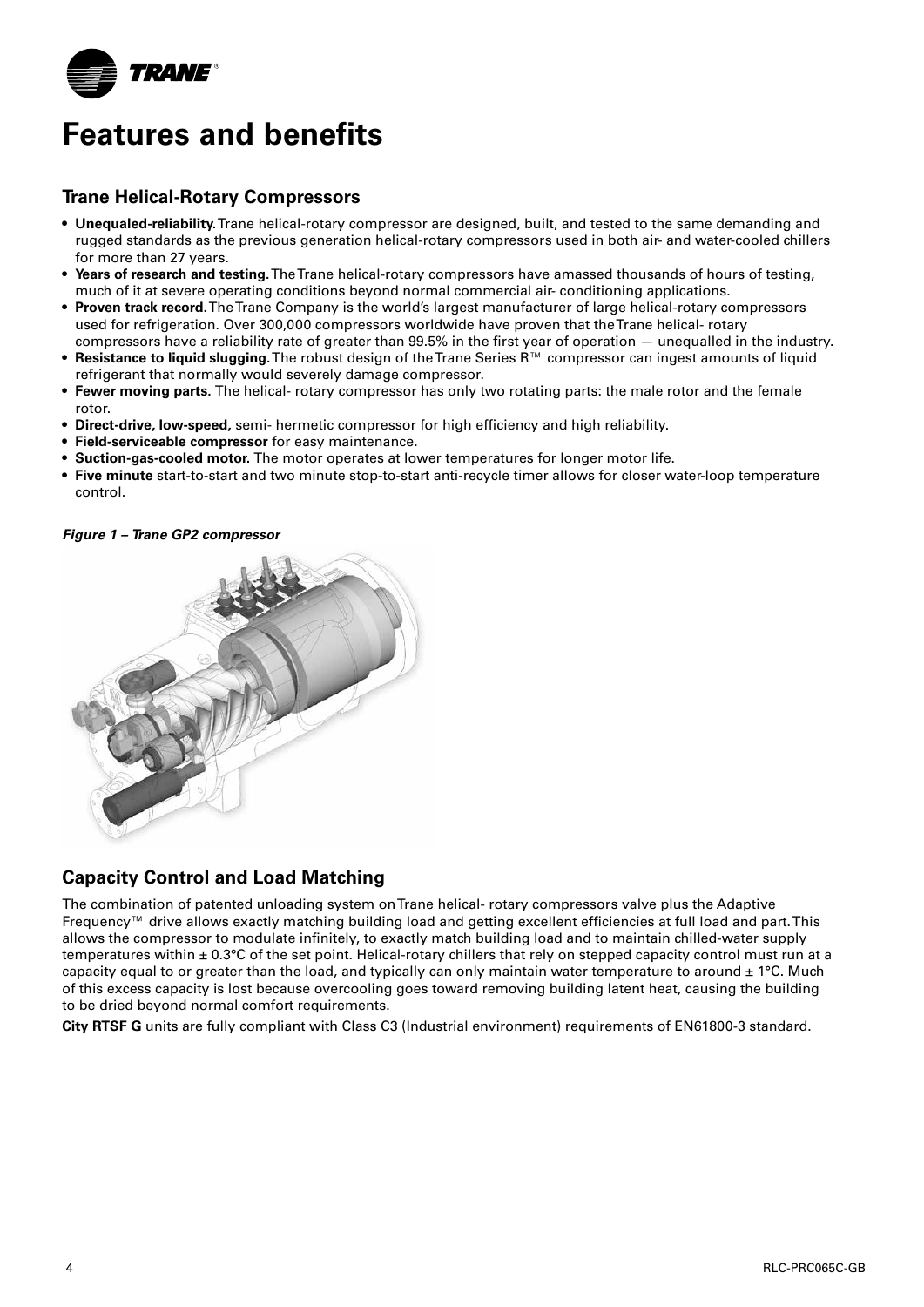# Features and benefits

## Trane Helical-Rotary Compressors

- **Unequaled-reliability.** Trane helical-rotary compressor are designed, built, and tested to the same demanding and rugged standards as the previous generation helical-rotary compressors used in both air- and water-cooled chillers for more than 27 years.
- **Years of research and testing.** The Trane helical-rotary compressors have amassed thousands of hours of testing, much of it at severe operating conditions beyond normal commercial air- conditioning applications.
- **Proven track record.** The Trane Company is the world's largest manufacturer of large helical-rotary compressors used for refrigeration. Over 300,000 compressors worldwide have proven that the Trane helical- rotary compressors have a reliability rate of greater than 99.5% in the first year of operation — unequalled in the industry.
- **Resistance to liquid slugging.** The robust design of the Trane Series R™ compressor can ingest amounts of liquid refrigerant that normally would severely damage compressor.
- **Fewer moving parts.** The helical- rotary compressor has only two rotating parts: the male rotor and the female rotor.
- **Direct-drive, low-speed,** semi- hermetic compressor for high efficiency and high reliability.
- **Field-serviceable compressor** for easy maintenance.
- **Suction-gas-cooled motor.** The motor operates at lower temperatures for longer motor life.
- **Five minute** start-to-start and two minute stop-to-start anti-recycle timer allows for closer water-loop temperature control.

***Figure 1 – Trane GP2 compressor***

## Capacity Control and Load Matching

The combination of patented unloading system on Trane helical- rotary compressors valve plus the Adaptive Frequency™ drive allows exactly matching building load and getting excellent efficiencies at full load and part. This allows the compressor to modulate infinitely, to exactly match building load and to maintain chilled-water supply temperatures within ± 0.3°C of the set point. Helical-rotary chillers that rely on stepped capacity control must run at a capacity equal to or greater than the load, and typically can only maintain water temperature to around ± 1°C. Much of this excess capacity is lost because overcooling goes toward removing building latent heat, causing the building to be dried beyond normal comfort requirements.

**City RTSF G** units are fully compliant with Class C3 (Industrial environment) requirements of EN61800-3 standard.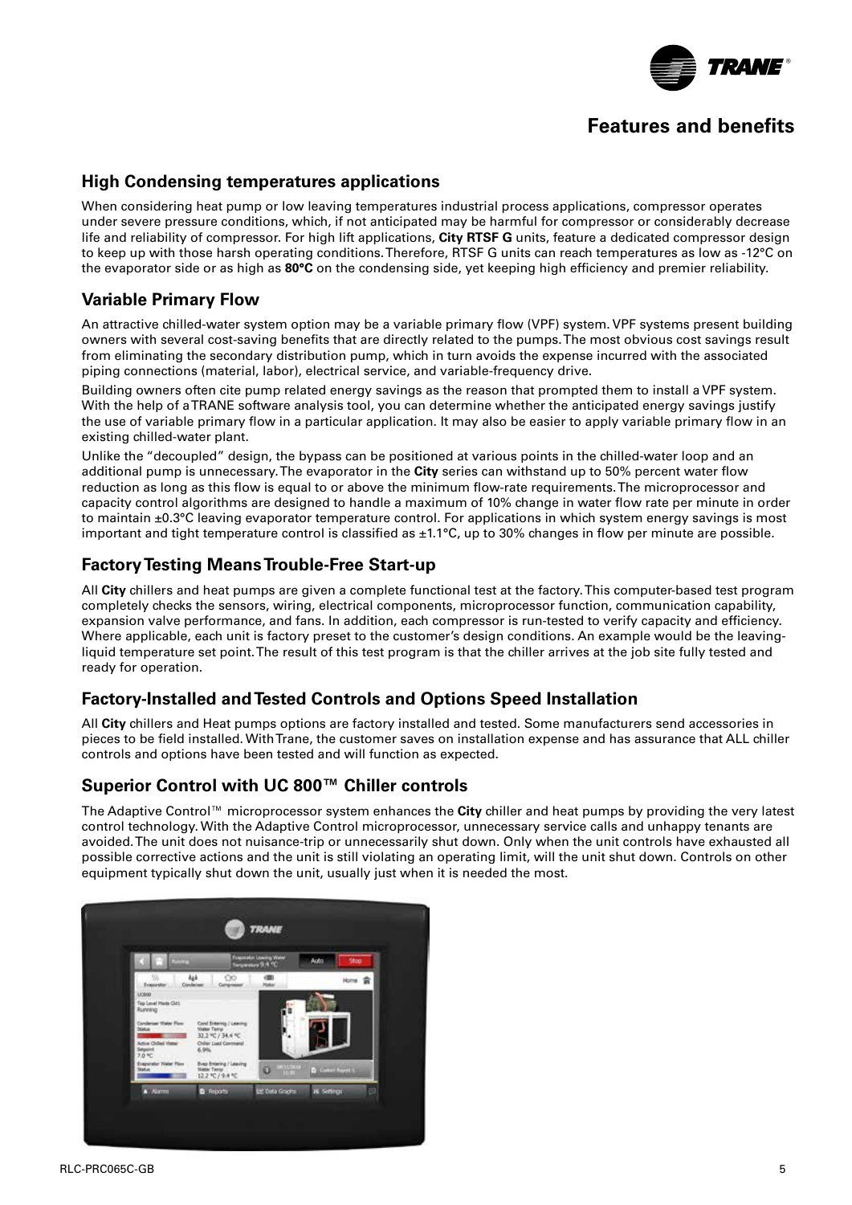# Features and benefits

## High Condensing temperatures applications

When considering heat pump or low leaving temperatures industrial process applications, compressor operates under severe pressure conditions, which, if not anticipated may be harmful for compressor or considerably decrease life and reliability of compressor. For high lift applications, **City RTSF G** units, feature a dedicated compressor design to keep up with those harsh operating conditions. Therefore, RTSF G units can reach temperatures as low as -12°C on the evaporator side or as high as **80°C** on the condensing side, yet keeping high efficiency and premier reliability.

## Variable Primary Flow

An attractive chilled-water system option may be a variable primary flow (VPF) system. VPF systems present building owners with several cost-saving benefits that are directly related to the pumps. The most obvious cost savings result from eliminating the secondary distribution pump, which in turn avoids the expense incurred with the associated piping connections (material, labor), electrical service, and variable-frequency drive.

Building owners often cite pump related energy savings as the reason that prompted them to install a VPF system. With the help of a TRANE software analysis tool, you can determine whether the anticipated energy savings justify the use of variable primary flow in a particular application. It may also be easier to apply variable primary flow in an existing chilled-water plant.

Unlike the "decoupled" design, the bypass can be positioned at various points in the chilled-water loop and an additional pump is unnecessary. The evaporator in the **City** series can withstand up to 50% percent water flow reduction as long as this flow is equal to or above the minimum flow-rate requirements. The microprocessor and capacity control algorithms are designed to handle a maximum of 10% change in water flow rate per minute in order to maintain ±0.3°C leaving evaporator temperature control. For applications in which system energy savings is most important and tight temperature control is classified as ±1.1°C, up to 30% changes in flow per minute are possible.

## Factory Testing Means Trouble-Free Start-up

All **City** chillers and heat pumps are given a complete functional test at the factory. This computer-based test program completely checks the sensors, wiring, electrical components, microprocessor function, communication capability, expansion valve performance, and fans. In addition, each compressor is run-tested to verify capacity and efficiency. Where applicable, each unit is factory preset to the customer's design conditions. An example would be the leaving-liquid temperature set point. The result of this test program is that the chiller arrives at the job site fully tested and ready for operation.

## Factory-Installed and Tested Controls and Options Speed Installation

All **City** chillers and Heat pumps options are factory installed and tested. Some manufacturers send accessories in pieces to be field installed. With Trane, the customer saves on installation expense and has assurance that ALL chiller controls and options have been tested and will function as expected.

## Superior Control with UC 800™ Chiller controls

The Adaptive Control™ microprocessor system enhances the **City** chiller and heat pumps by providing the very latest control technology. With the Adaptive Control microprocessor, unnecessary service calls and unhappy tenants are avoided. The unit does not nuisance-trip or unnecessarily shut down. Only when the unit controls have exhausted all possible corrective actions and the unit is still violating an operating limit, will the unit shut down. Controls on other equipment typically shut down the unit, usually just when it is needed the most.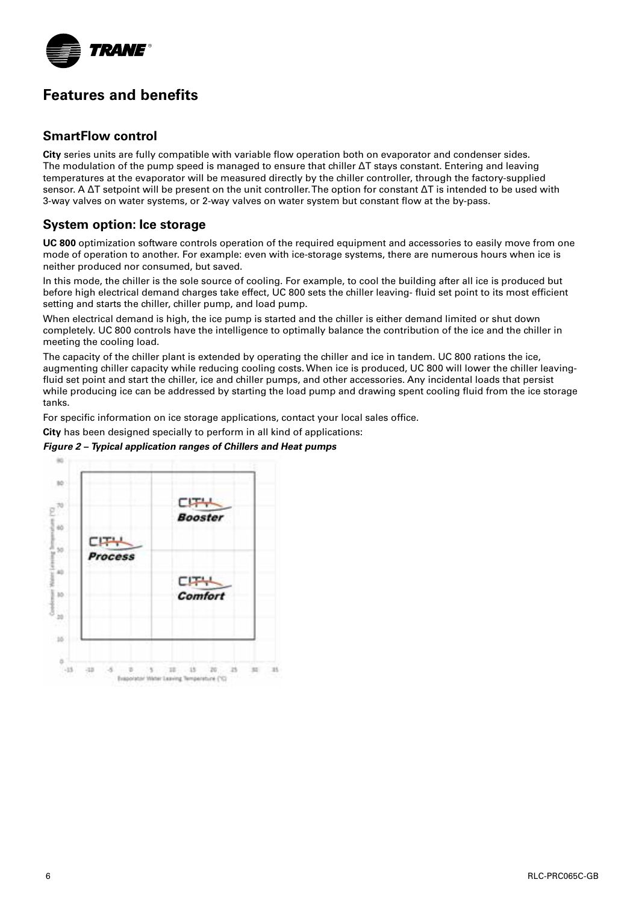## Features and benefits

### SmartFlow control

**City** series units are fully compatible with variable flow operation both on evaporator and condenser sides. The modulation of the pump speed is managed to ensure that chiller ΔT stays constant. Entering and leaving temperatures at the evaporator will be measured directly by the chiller controller, through the factory-supplied sensor. A ΔT setpoint will be present on the unit controller. The option for constant ΔT is intended to be used with 3-way valves on water systems, or 2-way valves on water system but constant flow at the by-pass.

### System option: Ice storage

**UC 800** optimization software controls operation of the required equipment and accessories to easily move from one mode of operation to another. For example: even with ice-storage systems, there are numerous hours when ice is neither produced nor consumed, but saved.

In this mode, the chiller is the sole source of cooling. For example, to cool the building after all ice is produced but before high electrical demand charges take effect, UC 800 sets the chiller leaving- fluid set point to its most efficient setting and starts the chiller, chiller pump, and load pump.

When electrical demand is high, the ice pump is started and the chiller is either demand limited or shut down completely. UC 800 controls have the intelligence to optimally balance the contribution of the ice and the chiller in meeting the cooling load.

The capacity of the chiller plant is extended by operating the chiller and ice in tandem. UC 800 rations the ice, augmenting chiller capacity while reducing cooling costs. When ice is produced, UC 800 will lower the chiller leaving-fluid set point and start the chiller, ice and chiller pumps, and other accessories. Any incidental loads that persist while producing ice can be addressed by starting the load pump and drawing spent cooling fluid from the ice storage tanks.

For specific information on ice storage applications, contact your local sales office.

**City** has been designed specially to perform in all kind of applications:

***Figure 2 – Typical application ranges of Chillers and Heat pumps***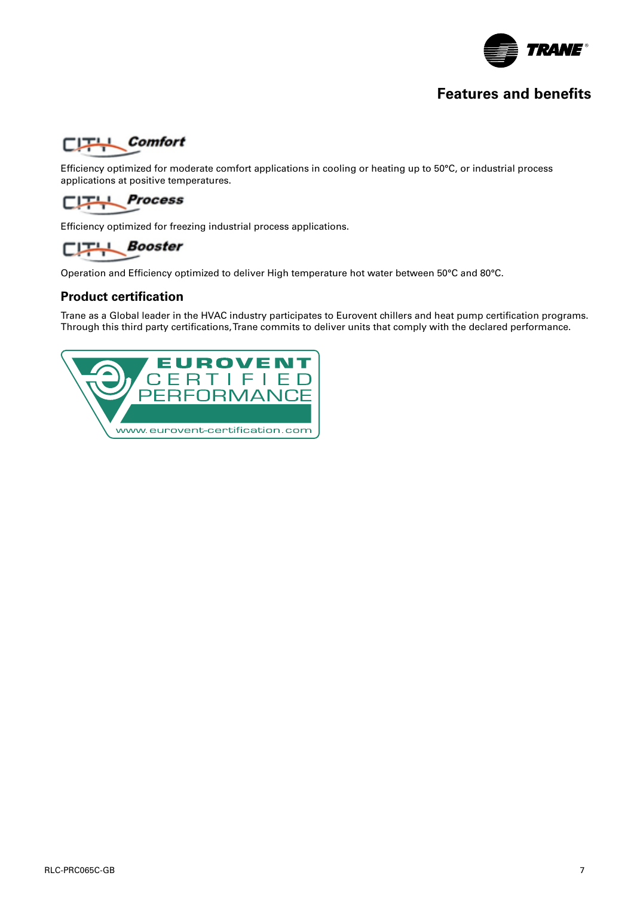# Features and benefits

### CITY Comfort

Efficiency optimized for moderate comfort applications in cooling or heating up to 50°C, or industrial process applications at positive temperatures.

### CITY Process

Efficiency optimized for freezing industrial process applications.

### CITY Booster

Operation and Efficiency optimized to deliver High temperature hot water between 50°C and 80°C.

## Product certification

Trane as a Global leader in the HVAC industry participates to Eurovent chillers and heat pump certification programs. Through this third party certifications, Trane commits to deliver units that comply with the declared performance.

EUROVENT CERTIFIED PERFORMANCE

www.eurovent-certification.com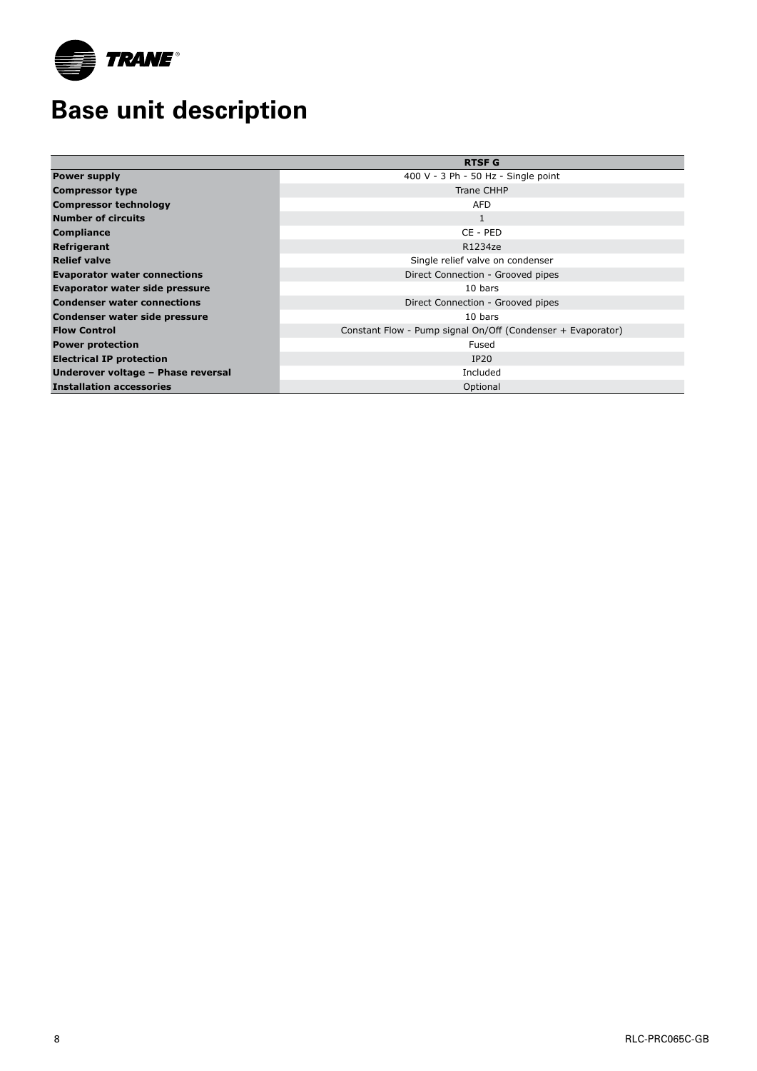# Base unit description

| | RTSF G |
|---|---|
| **Power supply** | 400 V - 3 Ph - 50 Hz - Single point |
| **Compressor type** | Trane CHHP |
| **Compressor technology** | AFD |
| **Number of circuits** | 1 |
| **Compliance** | CE - PED |
| **Refrigerant** | R1234ze |
| **Relief valve** | Single relief valve on condenser |
| **Evaporator water connections** | Direct Connection - Grooved pipes |
| **Evaporator water side pressure** | 10 bars |
| **Condenser water connections** | Direct Connection - Grooved pipes |
| **Condenser water side pressure** | 10 bars |
| **Flow Control** | Constant Flow - Pump signal On/Off (Condenser + Evaporator) |
| **Power protection** | Fused |
| **Electrical IP protection** | IP20 |
| **Underover voltage – Phase reversal** | Included |
| **Installation accessories** | Optional |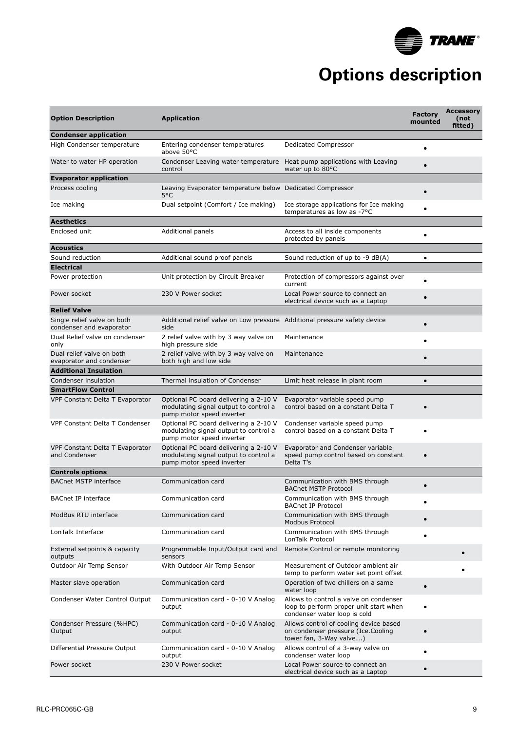# Options description

| Option Description | Application | | Factory mounted | Accessory (not fitted) |
|---|---|---|---|---|
| **Condenser application** | | | | |
| High Condenser temperature | Entering condenser temperatures above 50°C | Dedicated Compressor | • | |
| Water to water HP operation | Condenser Leaving water temperature control | Heat pump applications with Leaving water up to 80°C | • | |
| **Evaporator application** | | | | |
| Process cooling | Leaving Evaporator temperature below 5°C | Dedicated Compressor | • | |
| Ice making | Dual setpoint (Comfort / Ice making) | Ice storage applications for Ice making temperatures as low as -7°C | • | |
| **Aesthetics** | | | | |
| Enclosed unit | Additional panels | Access to all inside components protected by panels | • | |
| **Acoustics** | | | | |
| Sound reduction | Additional sound proof panels | Sound reduction of up to -9 dB(A) | • | |
| **Electrical** | | | | |
| Power protection | Unit protection by Circuit Breaker | Protection of compressors against over current | • | |
| Power socket | 230 V Power socket | Local Power source to connect an electrical device such as a Laptop | • | |
| **Relief Valve** | | | | |
| Single relief valve on both condenser and evaporator | Additional relief valve on Low pressure side | Additional pressure safety device | • | |
| Dual Relief valve on condenser only | 2 relief valve with by 3 way valve on high pressure side | Maintenance | • | |
| Dual relief valve on both evaporator and condenser | 2 relief valve with by 3 way valve on both high and low side | Maintenance | • | |
| **Additional Insulation** | | | | |
| Condenser insulation | Thermal insulation of Condenser | Limit heat release in plant room | • | |
| **SmartFlow Control** | | | | |
| VPF Constant Delta T Evaporator | Optional PC board delivering a 2-10 V modulating signal output to control a pump motor speed inverter | Evaporator variable speed pump control based on a constant Delta T | • | |
| VPF Constant Delta T Condenser | Optional PC board delivering a 2-10 V modulating signal output to control a pump motor speed inverter | Condenser variable speed pump control based on a constant Delta T | • | |
| VPF Constant Delta T Evaporator and Condenser | Optional PC board delivering a 2-10 V modulating signal output to control a pump motor speed inverter | Evaporator and Condenser variable speed pump control based on constant Delta T's | • | |
| **Controls options** | | | | |
| BACnet MSTP interface | Communication card | Communication with BMS through BACnet MSTP Protocol | • | |
| BACnet IP interface | Communication card | Communication with BMS through BACnet IP Protocol | • | |
| ModBus RTU interface | Communication card | Communication with BMS through Modbus Protocol | • | |
| LonTalk Interface | Communication card | Communication with BMS through LonTalk Protocol | • | |
| External setpoints & capacity outputs | Programmable Input/Output card and sensors | Remote Control or remote monitoring | | • |
| Outdoor Air Temp Sensor | With Outdoor Air Temp Sensor | Measurement of Outdoor ambient air temp to perform water set point offset | | • |
| Master slave operation | Communication card | Operation of two chillers on a same water loop | • | |
| Condenser Water Control Output | Communication card - 0-10 V Analog output | Allows to control a valve on condenser loop to perform proper unit start when condenser water loop is cold | • | |
| Condenser Pressure (%HPC) Output | Communication card - 0-10 V Analog output | Allows control of cooling device based on condenser pressure (Ice.Cooling tower fan, 3-Way valve….) | • | |
| Differential Pressure Output | Communication card - 0-10 V Analog output | Allows control of a 3-way valve on condenser water loop | • | |
| Power socket | 230 V Power socket | Local Power source to connect an electrical device such as a Laptop | • | |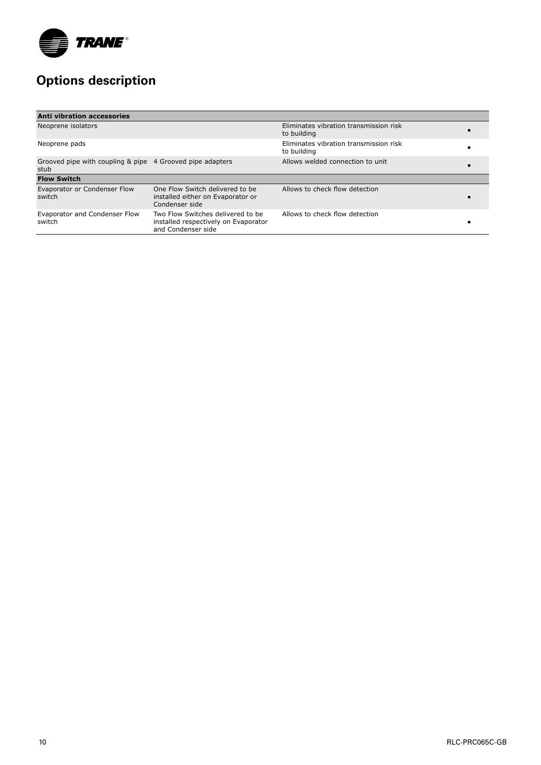## Options description

| Anti vibration accessories | | | |
|---|---|---|---|
| Neoprene isolators | | Eliminates vibration transmission risk to building | • |
| Neoprene pads | | Eliminates vibration transmission risk to building | • |
| Grooved pipe with coupling & pipe stub | 4 Grooved pipe adapters | Allows welded connection to unit | • |
| **Flow Switch** | | | |
| Evaporator or Condenser Flow switch | One Flow Switch delivered to be installed either on Evaporator or Condenser side | Allows to check flow detection | • |
| Evaporator and Condenser Flow switch | Two Flow Switches delivered to be installed respectively on Evaporator and Condenser side | Allows to check flow detection | • |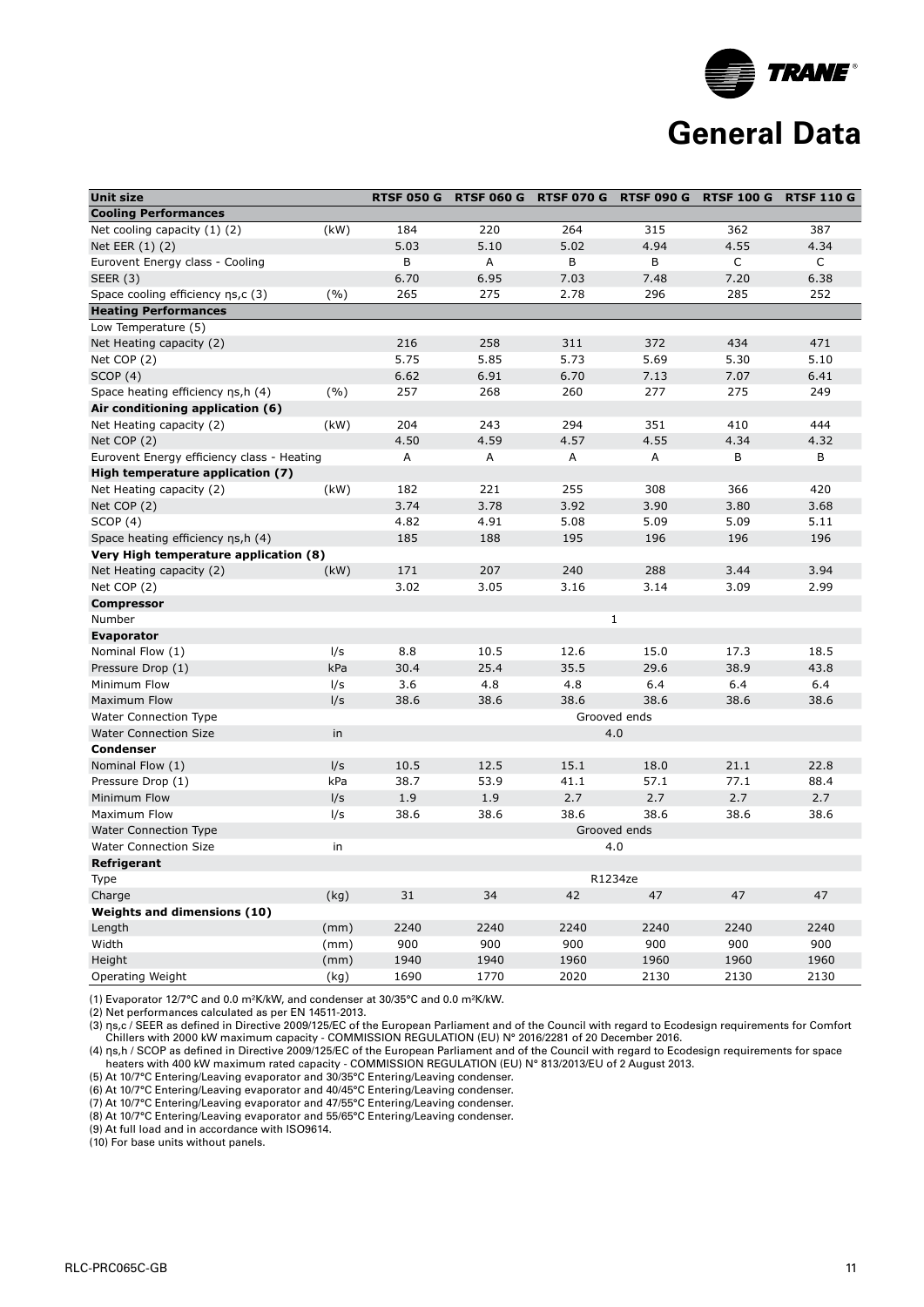# General Data

| Unit size | | RTSF 050 G | RTSF 060 G | RTSF 070 G | RTSF 090 G | RTSF 100 G | RTSF 110 G |
|---|---|---|---|---|---|---|---|
| **Cooling Performances** | | | | | | | |
| Net cooling capacity (1) (2) | (kW) | 184 | 220 | 264 | 315 | 362 | 387 |
| Net EER (1) (2) | | 5.03 | 5.10 | 5.02 | 4.94 | 4.55 | 4.34 |
| Eurovent Energy class - Cooling | | B | A | B | B | C | C |
| SEER (3) | | 6.70 | 6.95 | 7.03 | 7.48 | 7.20 | 6.38 |
| Space cooling efficiency ηs,c (3) | (%) | 265 | 275 | 2.78 | 296 | 285 | 252 |
| **Heating Performances** | | | | | | | |
| Low Temperature (5) | | | | | | | |
| Net Heating capacity (2) | | 216 | 258 | 311 | 372 | 434 | 471 |
| Net COP (2) | | 5.75 | 5.85 | 5.73 | 5.69 | 5.30 | 5.10 |
| SCOP (4) | | 6.62 | 6.91 | 6.70 | 7.13 | 7.07 | 6.41 |
| Space heating efficiency ηs,h (4) | (%) | 257 | 268 | 260 | 277 | 275 | 249 |
| **Air conditioning application (6)** | | | | | | | |
| Net Heating capacity (2) | (kW) | 204 | 243 | 294 | 351 | 410 | 444 |
| Net COP (2) | | 4.50 | 4.59 | 4.57 | 4.55 | 4.34 | 4.32 |
| Eurovent Energy efficiency class - Heating | | A | A | A | A | B | B |
| **High temperature application (7)** | | | | | | | |
| Net Heating capacity (2) | (kW) | 182 | 221 | 255 | 308 | 366 | 420 |
| Net COP (2) | | 3.74 | 3.78 | 3.92 | 3.90 | 3.80 | 3.68 |
| SCOP (4) | | 4.82 | 4.91 | 5.08 | 5.09 | 5.09 | 5.11 |
| Space heating efficiency ηs,h (4) | | 185 | 188 | 195 | 196 | 196 | 196 |
| **Very High temperature application (8)** | | | | | | | |
| Net Heating capacity (2) | (kW) | 171 | 207 | 240 | 288 | 3.44 | 3.94 |
| Net COP (2) | | 3.02 | 3.05 | 3.16 | 3.14 | 3.09 | 2.99 |
| **Compressor** | | | | | | | |
| Number | | 1 | | | | | |
| **Evaporator** | | | | | | | |
| Nominal Flow (1) | l/s | 8.8 | 10.5 | 12.6 | 15.0 | 17.3 | 18.5 |
| Pressure Drop (1) | kPa | 30.4 | 25.4 | 35.5 | 29.6 | 38.9 | 43.8 |
| Minimum Flow | l/s | 3.6 | 4.8 | 4.8 | 6.4 | 6.4 | 6.4 |
| Maximum Flow | l/s | 38.6 | 38.6 | 38.6 | 38.6 | 38.6 | 38.6 |
| Water Connection Type | | Grooved ends | | | | | |
| Water Connection Size | in | 4.0 | | | | | |
| **Condenser** | | | | | | | |
| Nominal Flow (1) | l/s | 10.5 | 12.5 | 15.1 | 18.0 | 21.1 | 22.8 |
| Pressure Drop (1) | kPa | 38.7 | 53.9 | 41.1 | 57.1 | 77.1 | 88.4 |
| Minimum Flow | l/s | 1.9 | 1.9 | 2.7 | 2.7 | 2.7 | 2.7 |
| Maximum Flow | l/s | 38.6 | 38.6 | 38.6 | 38.6 | 38.6 | 38.6 |
| Water Connection Type | | Grooved ends | | | | | |
| Water Connection Size | in | 4.0 | | | | | |
| **Refrigerant** | | | | | | | |
| Type | | R1234ze | | | | | |
| Charge | (kg) | 31 | 34 | 42 | 47 | 47 | 47 |
| **Weights and dimensions (10)** | | | | | | | |
| Length | (mm) | 2240 | 2240 | 2240 | 2240 | 2240 | 2240 |
| Width | (mm) | 900 | 900 | 900 | 900 | 900 | 900 |
| Height | (mm) | 1940 | 1940 | 1960 | 1960 | 1960 | 1960 |
| Operating Weight | (kg) | 1690 | 1770 | 2020 | 2130 | 2130 | 2130 |

(1) Evaporator 12/7°C and 0.0 m²K/kW, and condenser at 30/35°C and 0.0 m²K/kW.
(2) Net performances calculated as per EN 14511-2013.
(3) ηs,c / SEER as defined in Directive 2009/125/EC of the European Parliament and of the Council with regard to Ecodesign requirements for Comfort Chillers with 2000 kW maximum capacity - COMMISSION REGULATION (EU) N° 2016/2281 of 20 December 2016.
(4) ηs,h / SCOP as defined in Directive 2009/125/EC of the European Parliament and of the Council with regard to Ecodesign requirements for space heaters with 400 kW maximum rated capacity - COMMISSION REGULATION (EU) N° 813/2013/EU of 2 August 2013.
(5) At 10/7°C Entering/Leaving evaporator and 30/35°C Entering/Leaving condenser.
(6) At 10/7°C Entering/Leaving evaporator and 40/45°C Entering/Leaving condenser.
(7) At 10/7°C Entering/Leaving evaporator and 47/55°C Entering/Leaving condenser.
(8) At 10/7°C Entering/Leaving evaporator and 55/65°C Entering/Leaving condenser.
(9) At full load and in accordance with ISO9614.
(10) For base units without panels.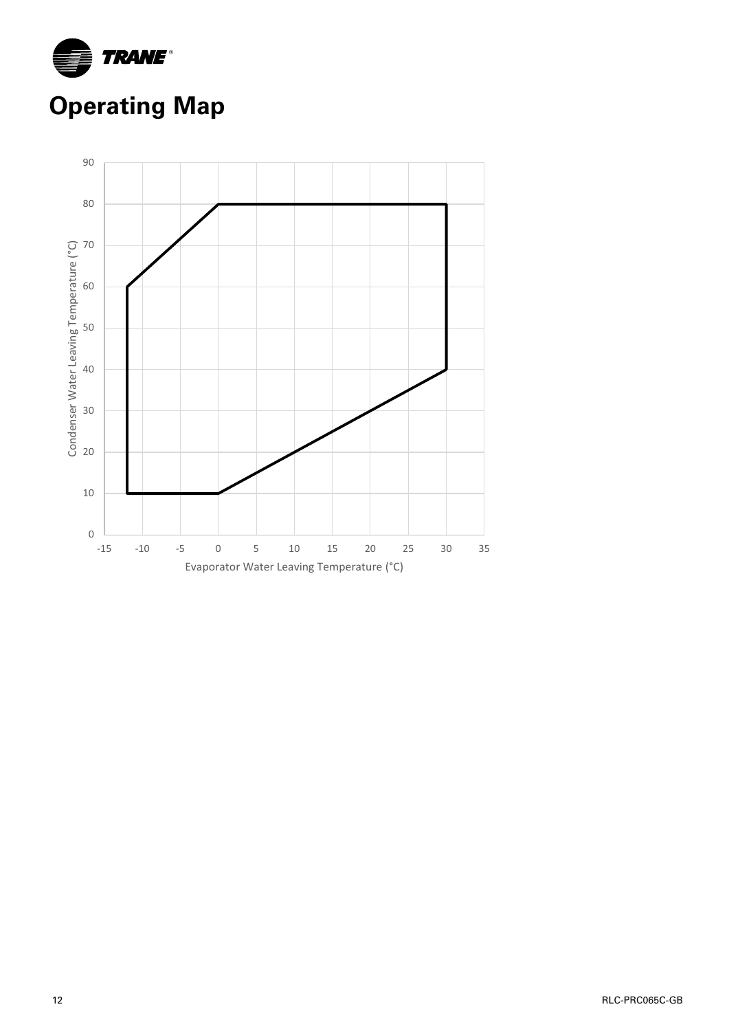# Operating Map

Condenser Water Leaving Temperature (°C)

Evaporator Water Leaving Temperature (°C)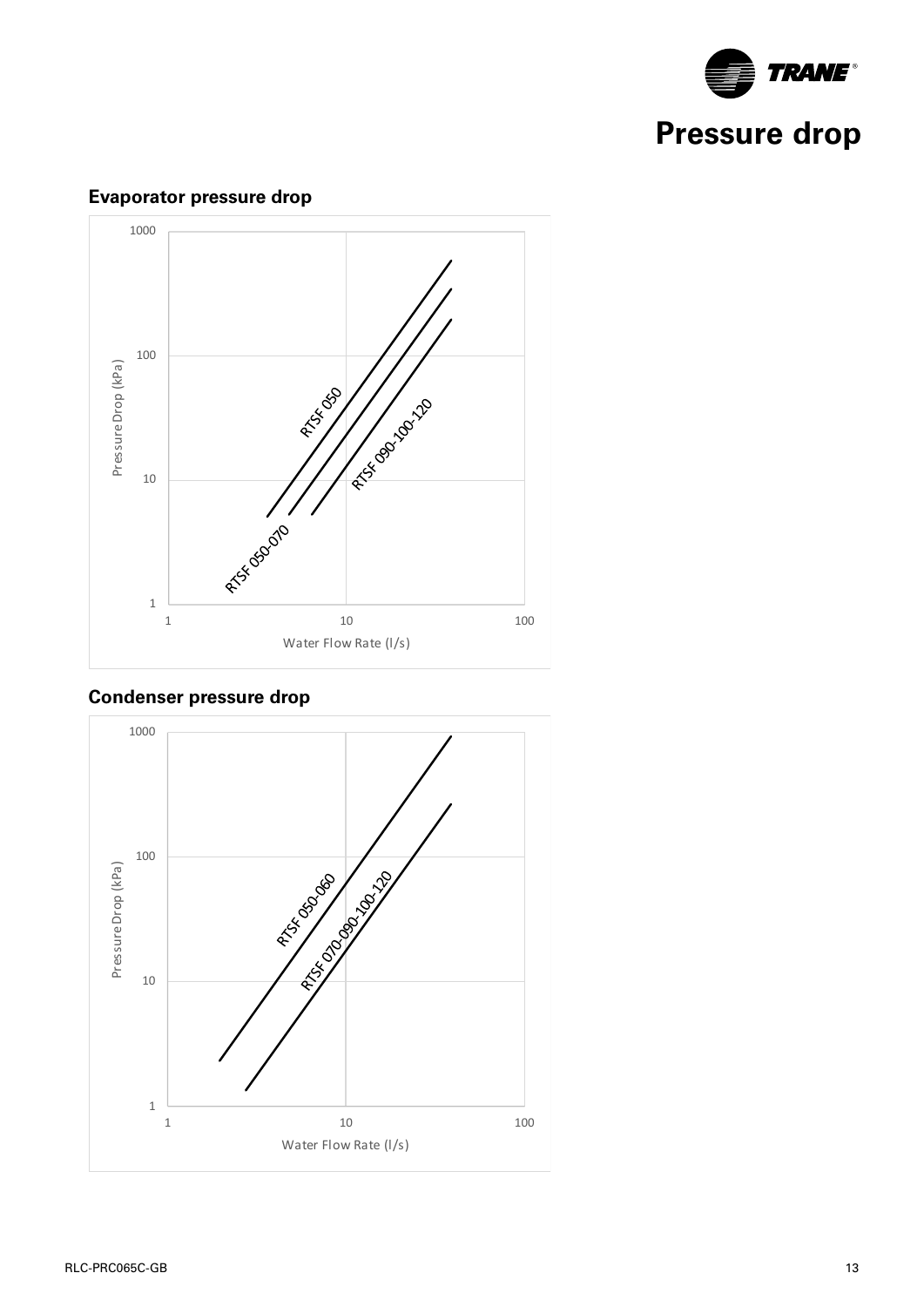# Pressure drop

## Evaporator pressure drop

Pressure Drop (kPa)

1000

100

10

1

1 10 100

Water Flow Rate (l/s)

RTSF 050

RTSF 050-070

RTSF 090-100-120

## Condenser pressure drop

Pressure Drop (kPa)

1000

100

10

1

1 10 100

Water Flow Rate (l/s)

RTSF 050-060

RTSF 070-090-100-120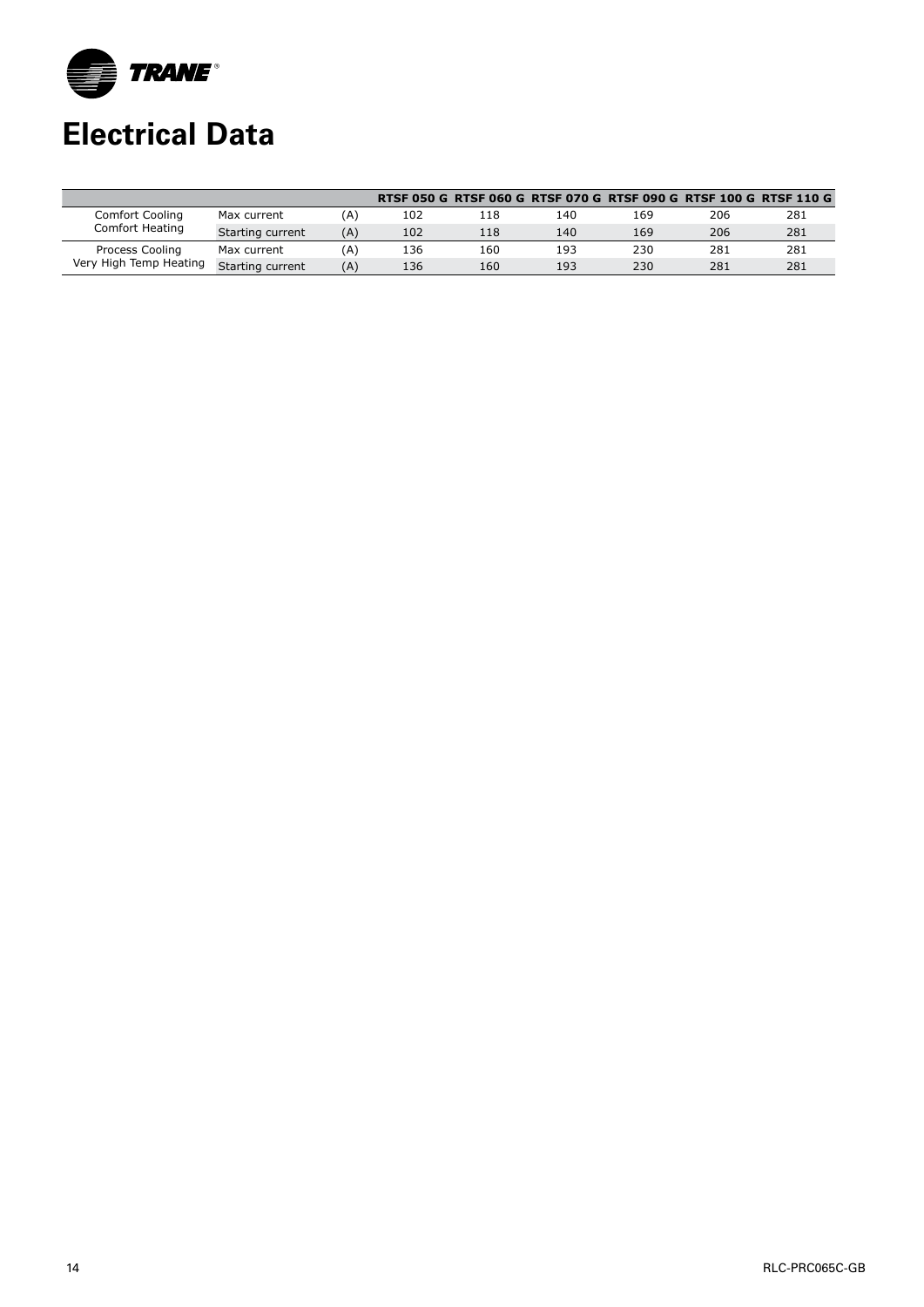# Electrical Data

| | | | RTSF 050 G | RTSF 060 G | RTSF 070 G | RTSF 090 G | RTSF 100 G | RTSF 110 G |
|---|---|---|---|---|---|---|---|---|
| Comfort Cooling Comfort Heating | Max current | (A) | 102 | 118 | 140 | 169 | 206 | 281 |
| | Starting current | (A) | 102 | 118 | 140 | 169 | 206 | 281 |
| Process Cooling Very High Temp Heating | Max current | (A) | 136 | 160 | 193 | 230 | 281 | 281 |
| | Starting current | (A) | 136 | 160 | 193 | 230 | 281 | 281 |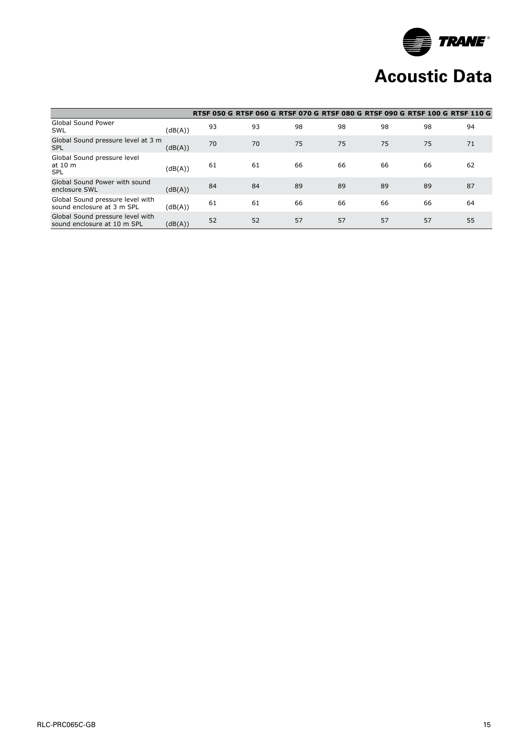# Acoustic Data

| | | RTSF 050 G | RTSF 060 G | RTSF 070 G | RTSF 080 G | RTSF 090 G | RTSF 100 G | RTSF 110 G |
|---|---|---|---|---|---|---|---|---|
| Global Sound Power SWL | (dB(A)) | 93 | 93 | 98 | 98 | 98 | 98 | 94 |
| Global Sound pressure level at 3 m SPL | (dB(A)) | 70 | 70 | 75 | 75 | 75 | 75 | 71 |
| Global Sound pressure level at 10 m SPL | (dB(A)) | 61 | 61 | 66 | 66 | 66 | 66 | 62 |
| Global Sound Power with sound enclosure SWL | (dB(A)) | 84 | 84 | 89 | 89 | 89 | 89 | 87 |
| Global Sound pressure level with sound enclosure at 3 m SPL | (dB(A)) | 61 | 61 | 66 | 66 | 66 | 66 | 64 |
| Global Sound pressure level with sound enclosure at 10 m SPL | (dB(A)) | 52 | 52 | 57 | 57 | 57 | 57 | 55 |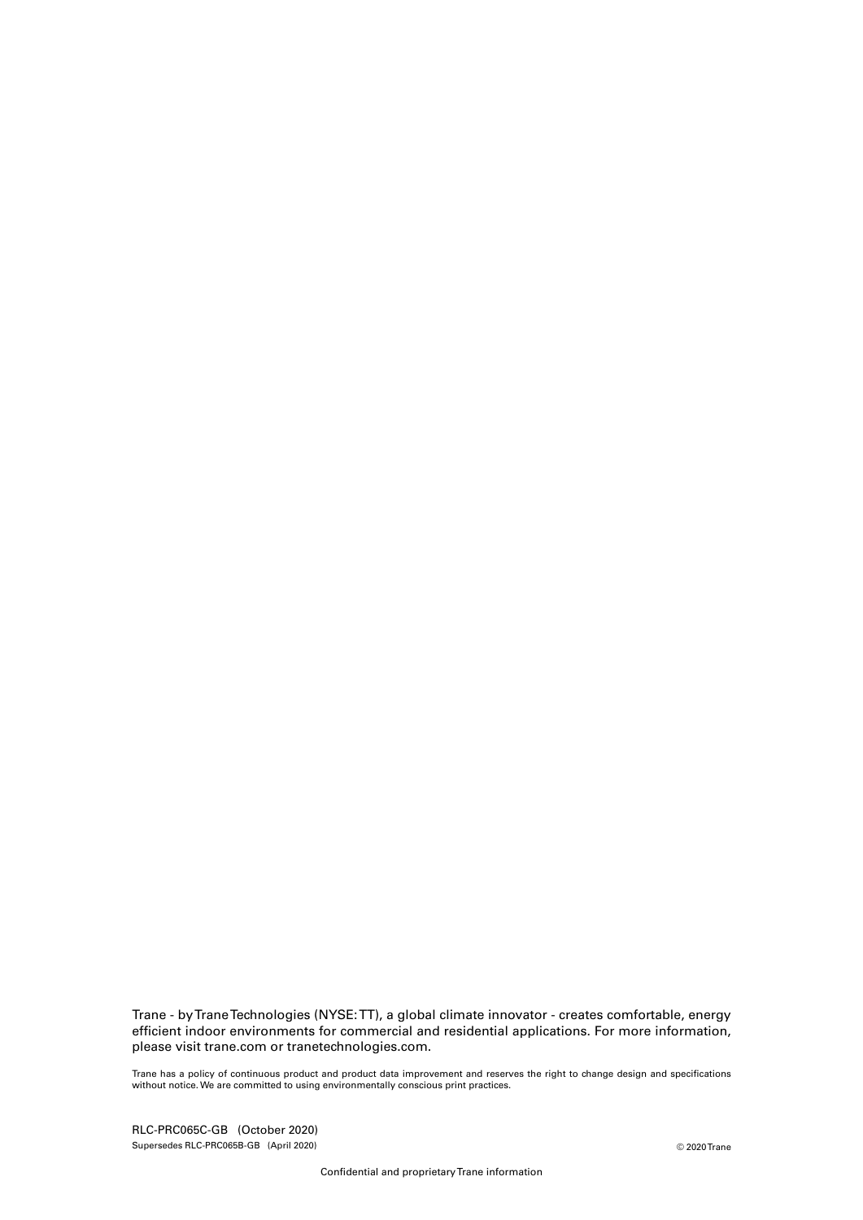Trane - by Trane Technologies (NYSE: TT), a global climate innovator - creates comfortable, energy efficient indoor environments for commercial and residential applications. For more information, please visit trane.com or tranetechnologies.com.

Trane has a policy of continuous product and product data improvement and reserves the right to change design and specifications without notice. We are committed to using environmentally conscious print practices.

RLC-PRC065C-GB (October 2020)
Supersedes RLC-PRC065B-GB (April 2020)

© 2020 Trane

Confidential and proprietary Trane information